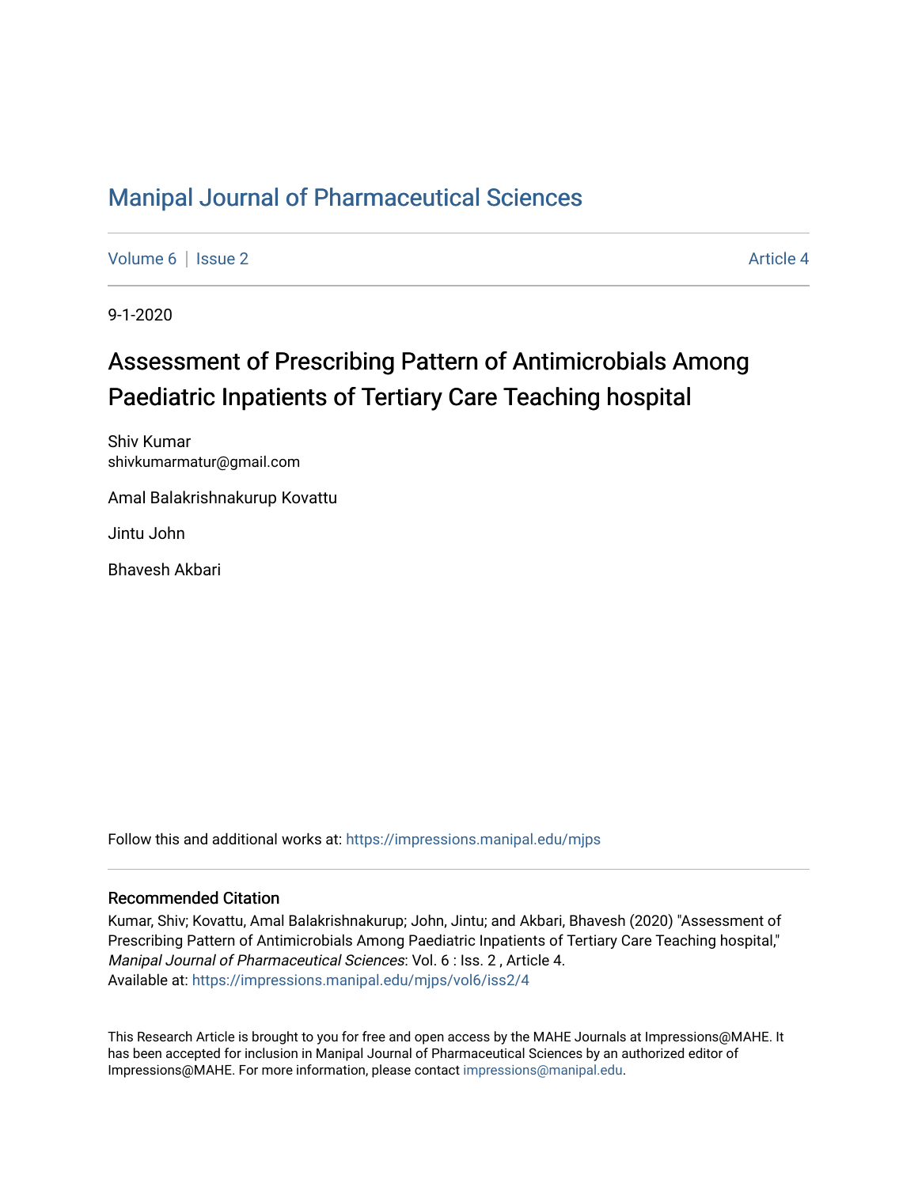# Manipal Journal of Pharmaceutical Sciences

Volume 6 | Issue 2 Article 4

9-1-2020

## Assessment of Prescribing Pattern of Antimicrobials Among Paediatric Inpatients of Tertiary Care Teaching hospital

Shiv Kumar
shivkumarmatur@gmail.com

Amal Balakrishnakurup Kovattu

Jintu John

Bhavesh Akbari

Follow this and additional works at: https://impressions.manipal.edu/mjps

### Recommended Citation

Kumar, Shiv; Kovattu, Amal Balakrishnakurup; John, Jintu; and Akbari, Bhavesh (2020) "Assessment of Prescribing Pattern of Antimicrobials Among Paediatric Inpatients of Tertiary Care Teaching hospital," *Manipal Journal of Pharmaceutical Sciences*: Vol. 6 : Iss. 2 , Article 4.
Available at: https://impressions.manipal.edu/mjps/vol6/iss2/4

This Research Article is brought to you for free and open access by the MAHE Journals at Impressions@MAHE. It has been accepted for inclusion in Manipal Journal of Pharmaceutical Sciences by an authorized editor of Impressions@MAHE. For more information, please contact impressions@manipal.edu.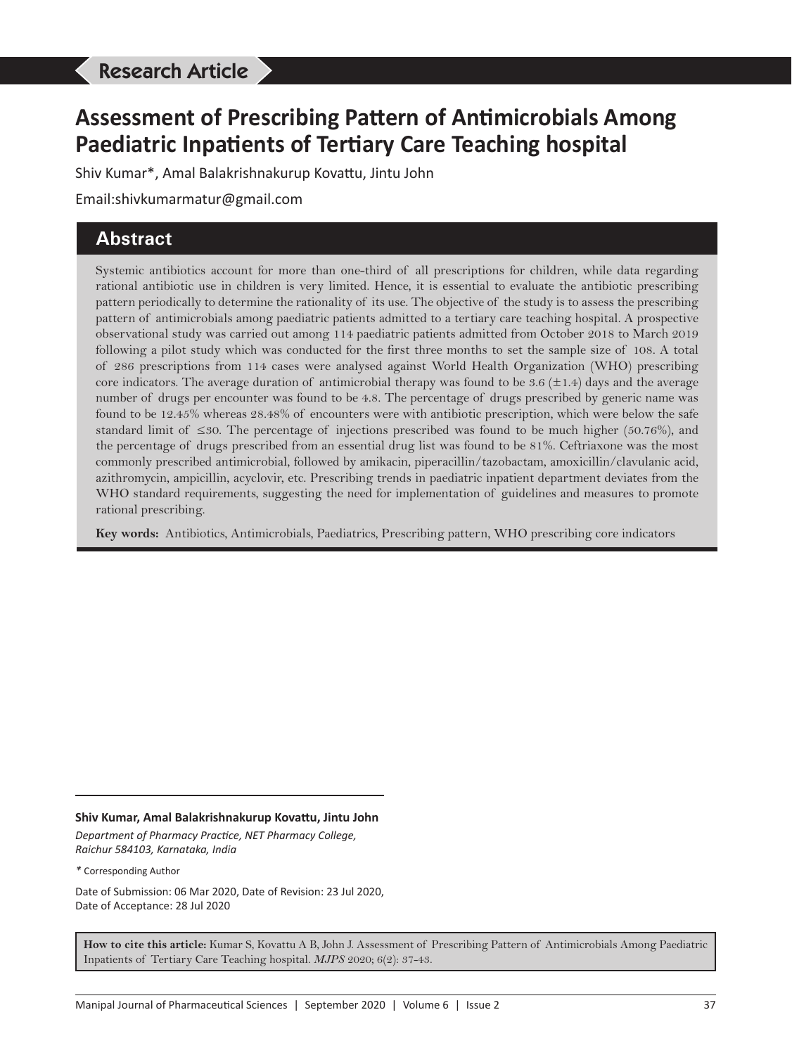Research Article

# Assessment of Prescribing Pattern of Antimicrobials Among Paediatric Inpatients of Tertiary Care Teaching hospital

Shiv Kumar*, Amal Balakrishnakurup Kovattu, Jintu John

Email:shivkumarmatur@gmail.com

## Abstract

Systemic antibiotics account for more than one-third of all prescriptions for children, while data regarding rational antibiotic use in children is very limited. Hence, it is essential to evaluate the antibiotic prescribing pattern periodically to determine the rationality of its use. The objective of the study is to assess the prescribing pattern of antimicrobials among paediatric patients admitted to a tertiary care teaching hospital. A prospective observational study was carried out among 114 paediatric patients admitted from October 2018 to March 2019 following a pilot study which was conducted for the first three months to set the sample size of 108. A total of 286 prescriptions from 114 cases were analysed against World Health Organization (WHO) prescribing core indicators. The average duration of antimicrobial therapy was found to be 3.6 ($\pm$1.4) days and the average number of drugs per encounter was found to be 4.8. The percentage of drugs prescribed by generic name was found to be 12.45% whereas 28.48% of encounters were with antibiotic prescription, which were below the safe standard limit of $\leq$30. The percentage of injections prescribed was found to be much higher (50.76%), and the percentage of drugs prescribed from an essential drug list was found to be 81%. Ceftriaxone was the most commonly prescribed antimicrobial, followed by amikacin, piperacillin/tazobactam, amoxicillin/clavulanic acid, azithromycin, ampicillin, acyclovir, etc. Prescribing trends in paediatric inpatient department deviates from the WHO standard requirements, suggesting the need for implementation of guidelines and measures to promote rational prescribing.

**Key words:** Antibiotics, Antimicrobials, Paediatrics, Prescribing pattern, WHO prescribing core indicators

---

**Shiv Kumar, Amal Balakrishnakurup Kovattu, Jintu John**

*Department of Pharmacy Practice, NET Pharmacy College, Raichur 584103, Karnataka, India*

*\* Corresponding Author*

Date of Submission: 06 Mar 2020, Date of Revision: 23 Jul 2020, Date of Acceptance: 28 Jul 2020

**How to cite this article:** Kumar S, Kovattu A B, John J. Assessment of Prescribing Pattern of Antimicrobials Among Paediatric Inpatients of Tertiary Care Teaching hospital. *MJPS* 2020; 6(2): 37-43.